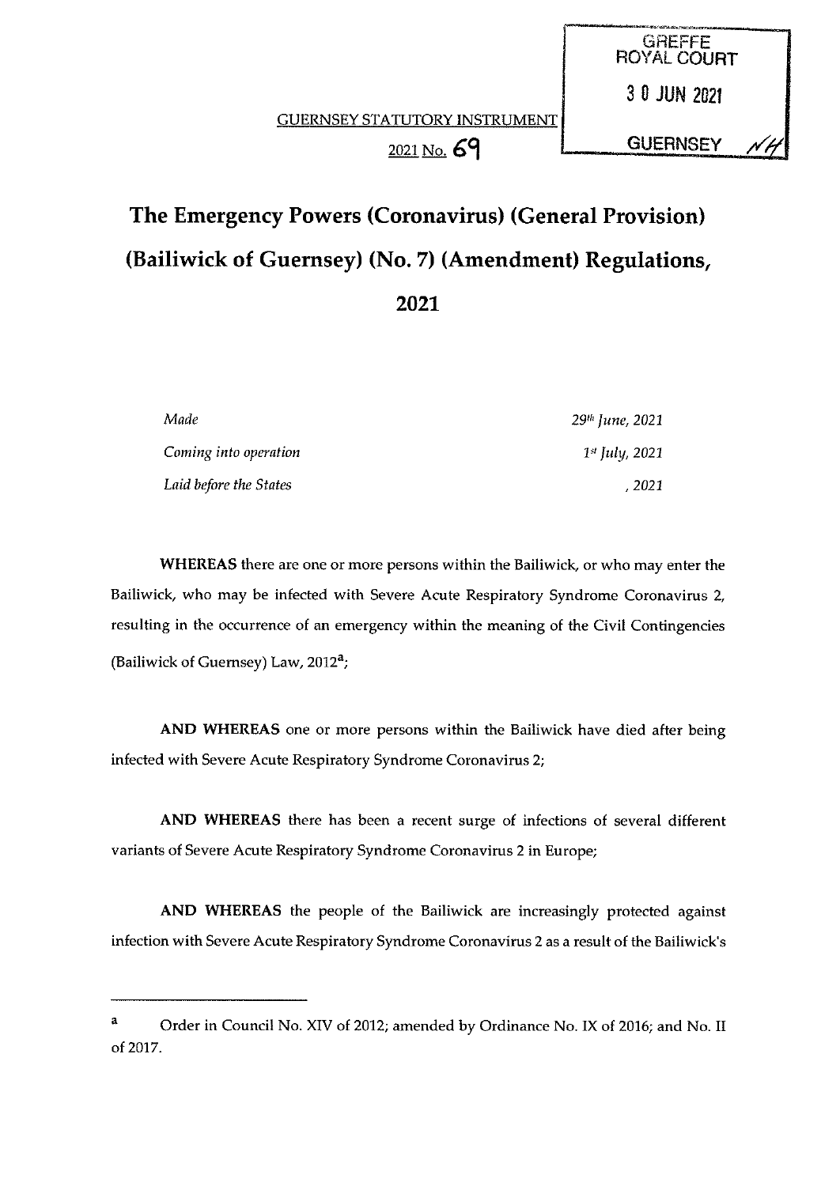GREFFE
ROYAL COURT

30 JUN 2021

GUERNSEY NH

GUERNSEY STATUTORY INSTRUMENT

2021 No. 69

# The Emergency Powers (Coronavirus) (General Provision) (Bailiwick of Guernsey) (No. 7) (Amendment) Regulations, 2021

| | |
|---|---|
| *Made* | *29th June, 2021* |
| *Coming into operation* | *1st July, 2021* |
| *Laid before the States* | *, 2021* |

**WHEREAS** there are one or more persons within the Bailiwick, or who may enter the Bailiwick, who may be infected with Severe Acute Respiratory Syndrome Coronavirus 2, resulting in the occurrence of an emergency within the meaning of the Civil Contingencies (Bailiwick of Guernsey) Law, 2012[a];

**AND WHEREAS** one or more persons within the Bailiwick have died after being infected with Severe Acute Respiratory Syndrome Coronavirus 2;

**AND WHEREAS** there has been a recent surge of infections of several different variants of Severe Acute Respiratory Syndrome Coronavirus 2 in Europe;

**AND WHEREAS** the people of the Bailiwick are increasingly protected against infection with Severe Acute Respiratory Syndrome Coronavirus 2 as a result of the Bailiwick's

---

[a] Order in Council No. XIV of 2012; amended by Ordinance No. IX of 2016; and No. II of 2017.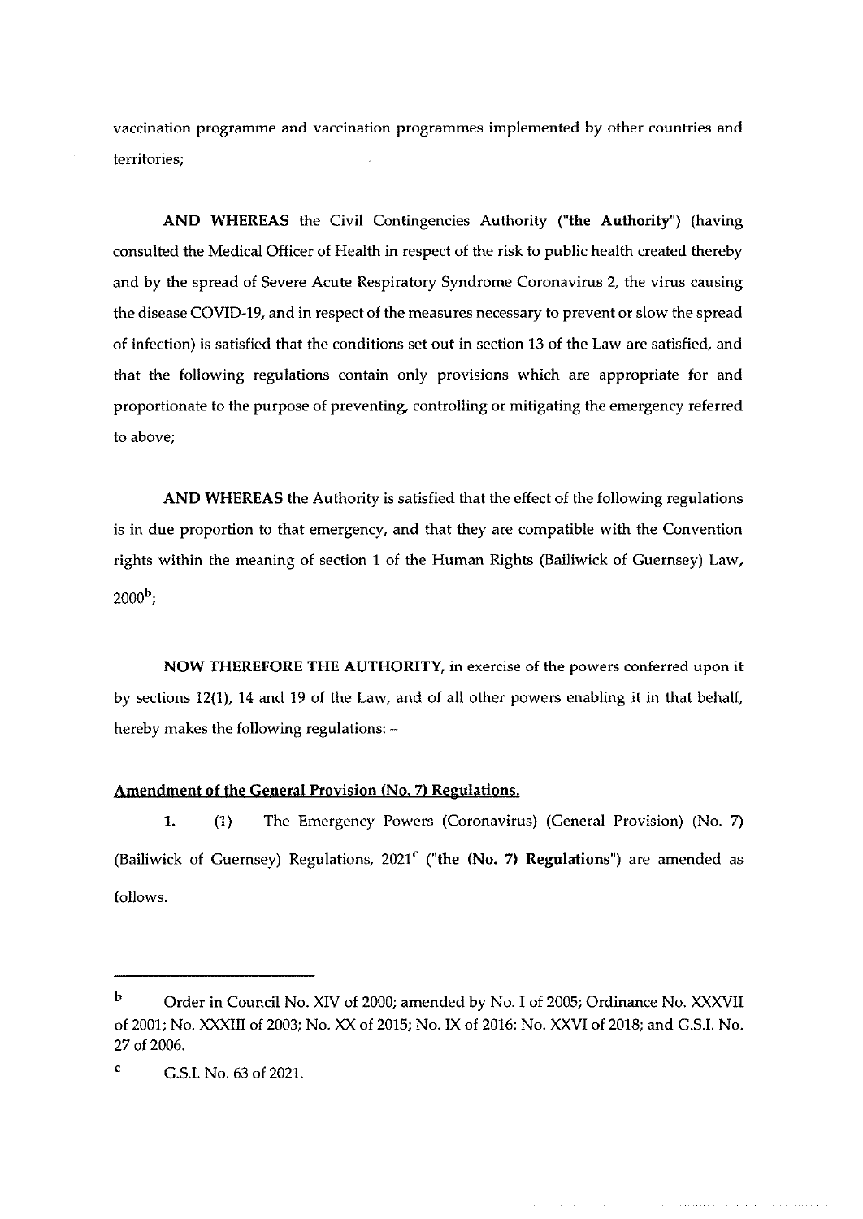vaccination programme and vaccination programmes implemented by other countries and territories;

**AND WHEREAS** the Civil Contingencies Authority (**"the Authority"**) (having consulted the Medical Officer of Health in respect of the risk to public health created thereby and by the spread of Severe Acute Respiratory Syndrome Coronavirus 2, the virus causing the disease COVID-19, and in respect of the measures necessary to prevent or slow the spread of infection) is satisfied that the conditions set out in section 13 of the Law are satisfied, and that the following regulations contain only provisions which are appropriate for and proportionate to the purpose of preventing, controlling or mitigating the emergency referred to above;

**AND WHEREAS** the Authority is satisfied that the effect of the following regulations is in due proportion to that emergency, and that they are compatible with the Convention rights within the meaning of section 1 of the Human Rights (Bailiwick of Guernsey) Law, 2000[b];

**NOW THEREFORE THE AUTHORITY,** in exercise of the powers conferred upon it by sections 12(1), 14 and 19 of the Law, and of all other powers enabling it in that behalf, hereby makes the following regulations: –

**Amendment of the General Provision (No. 7) Regulations.**

**1.** (1) The Emergency Powers (Coronavirus) (General Provision) (No. 7) (Bailiwick of Guernsey) Regulations, 2021[c] (**"the (No. 7) Regulations"**) are amended as follows.

---

[b] Order in Council No. XIV of 2000; amended by No. I of 2005; Ordinance No. XXXVII of 2001; No. XXXIII of 2003; No. XX of 2015; No. IX of 2016; No. XXVI of 2018; and G.S.I. No. 27 of 2006.

[c] G.S.I. No. 63 of 2021.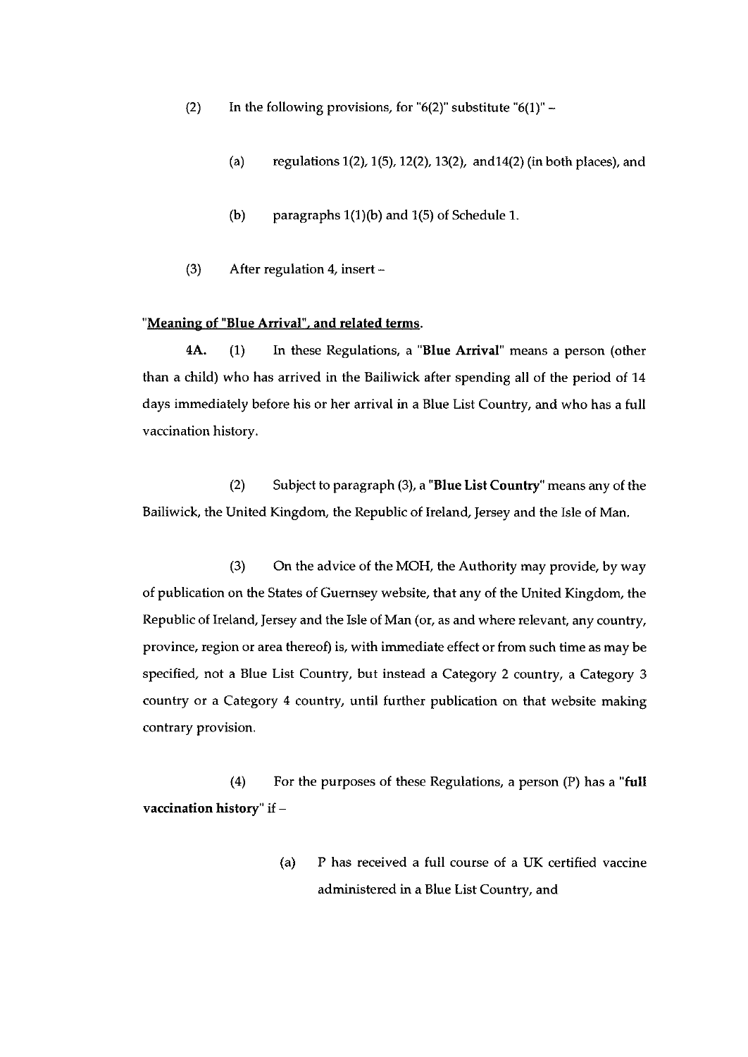(2) In the following provisions, for "6(2)" substitute "6(1)" –

(a) regulations 1(2), 1(5), 12(2), 13(2), and14(2) (in both places), and

(b) paragraphs 1(1)(b) and 1(5) of Schedule 1.

(3) After regulation 4, insert –

"**Meaning of "Blue Arrival", and related terms.**

**4A.** (1) In these Regulations, a "**Blue Arrival**" means a person (other than a child) who has arrived in the Bailiwick after spending all of the period of 14 days immediately before his or her arrival in a Blue List Country, and who has a full vaccination history.

(2) Subject to paragraph (3), a "**Blue List Country**" means any of the Bailiwick, the United Kingdom, the Republic of Ireland, Jersey and the Isle of Man.

(3) On the advice of the MOH, the Authority may provide, by way of publication on the States of Guernsey website, that any of the United Kingdom, the Republic of Ireland, Jersey and the Isle of Man (or, as and where relevant, any country, province, region or area thereof) is, with immediate effect or from such time as may be specified, not a Blue List Country, but instead a Category 2 country, a Category 3 country or a Category 4 country, until further publication on that website making contrary provision.

(4) For the purposes of these Regulations, a person (P) has a "**full vaccination history**" if –

(a) P has received a full course of a UK certified vaccine administered in a Blue List Country, and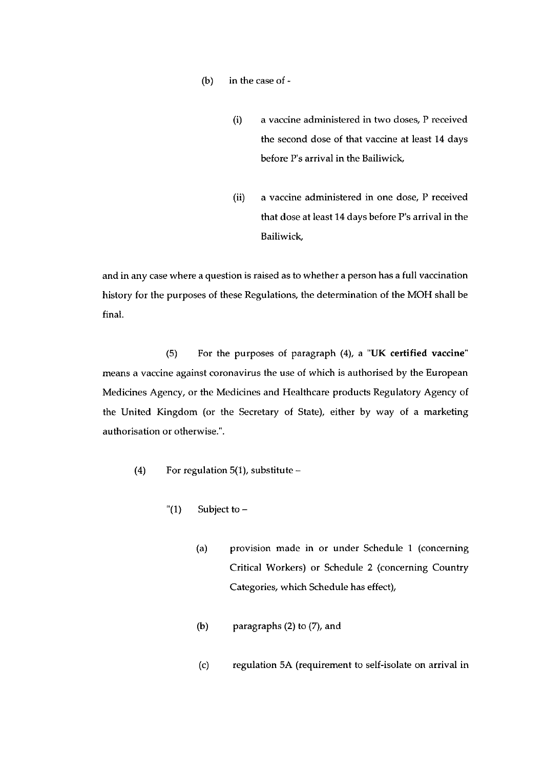(b) in the case of -

(i) a vaccine administered in two doses, P received the second dose of that vaccine at least 14 days before P's arrival in the Bailiwick,

(ii) a vaccine administered in one dose, P received that dose at least 14 days before P's arrival in the Bailiwick,

and in any case where a question is raised as to whether a person has a full vaccination history for the purposes of these Regulations, the determination of the MOH shall be final.

(5) For the purposes of paragraph (4), a "**UK certified vaccine**" means a vaccine against coronavirus the use of which is authorised by the European Medicines Agency, or the Medicines and Healthcare products Regulatory Agency of the United Kingdom (or the Secretary of State), either by way of a marketing authorisation or otherwise.".

(4) For regulation 5(1), substitute –

"(1) Subject to –

(a) provision made in or under Schedule 1 (concerning Critical Workers) or Schedule 2 (concerning Country Categories, which Schedule has effect),

(b) paragraphs (2) to (7), and

(c) regulation 5A (requirement to self-isolate on arrival in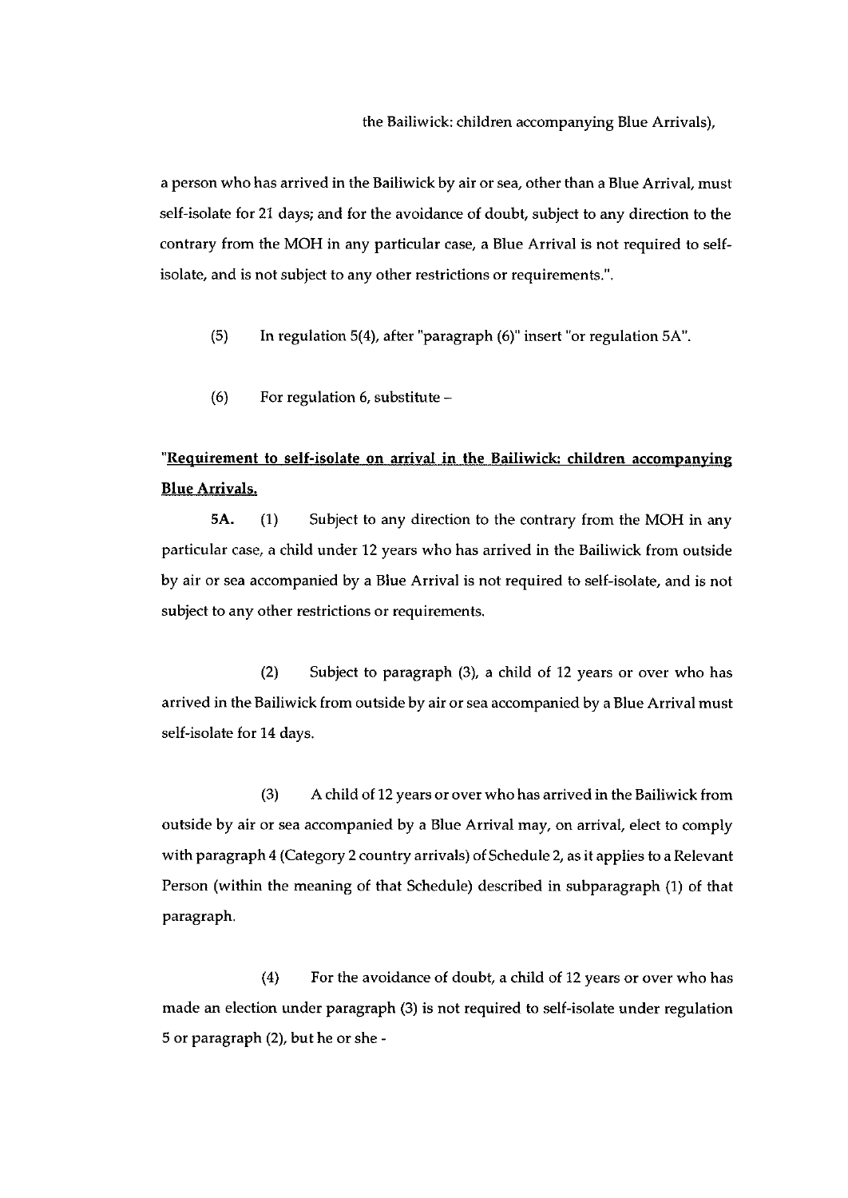the Bailiwick: children accompanying Blue Arrivals),

a person who has arrived in the Bailiwick by air or sea, other than a Blue Arrival, must self-isolate for 21 days; and for the avoidance of doubt, subject to any direction to the contrary from the MOH in any particular case, a Blue Arrival is not required to self-isolate, and is not subject to any other restrictions or requirements.".

(5) In regulation 5(4), after "paragraph (6)" insert "or regulation 5A".

(6) For regulation 6, substitute –

"**<u>Requirement to self-isolate on arrival in the Bailiwick: children accompanying Blue Arrivals.</u>**

**5A.** (1) Subject to any direction to the contrary from the MOH in any particular case, a child under 12 years who has arrived in the Bailiwick from outside by air or sea accompanied by a Blue Arrival is not required to self-isolate, and is not subject to any other restrictions or requirements.

(2) Subject to paragraph (3), a child of 12 years or over who has arrived in the Bailiwick from outside by air or sea accompanied by a Blue Arrival must self-isolate for 14 days.

(3) A child of 12 years or over who has arrived in the Bailiwick from outside by air or sea accompanied by a Blue Arrival may, on arrival, elect to comply with paragraph 4 (Category 2 country arrivals) of Schedule 2, as it applies to a Relevant Person (within the meaning of that Schedule) described in subparagraph (1) of that paragraph.

(4) For the avoidance of doubt, a child of 12 years or over who has made an election under paragraph (3) is not required to self-isolate under regulation 5 or paragraph (2), but he or she -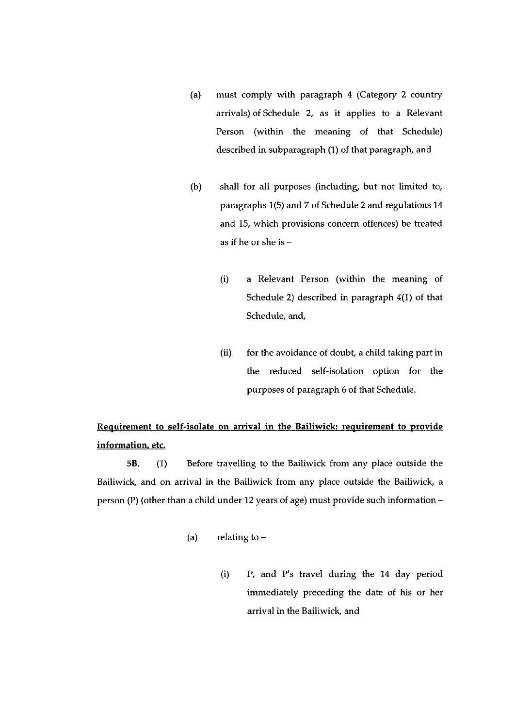(a) must comply with paragraph 4 (Category 2 country arrivals) of Schedule 2, as it applies to a Relevant Person (within the meaning of that Schedule) described in subparagraph (1) of that paragraph, and

(b) shall for all purposes (including, but not limited to, paragraphs 1(5) and 7 of Schedule 2 and regulations 14 and 15, which provisions concern offences) be treated as if he or she is –

(i) a Relevant Person (within the meaning of Schedule 2) described in paragraph 4(1) of that Schedule, and,

(ii) for the avoidance of doubt, a child taking part in the reduced self-isolation option for the purposes of paragraph 6 of that Schedule.

**Requirement to self-isolate on arrival in the Bailiwick: requirement to provide information, etc.**

**5B.** (1) Before travelling to the Bailiwick from any place outside the Bailiwick, and on arrival in the Bailiwick from any place outside the Bailiwick, a person (P) (other than a child under 12 years of age) must provide such information –

(a) relating to –

(i) P, and P's travel during the 14 day period immediately preceding the date of his or her arrival in the Bailiwick, and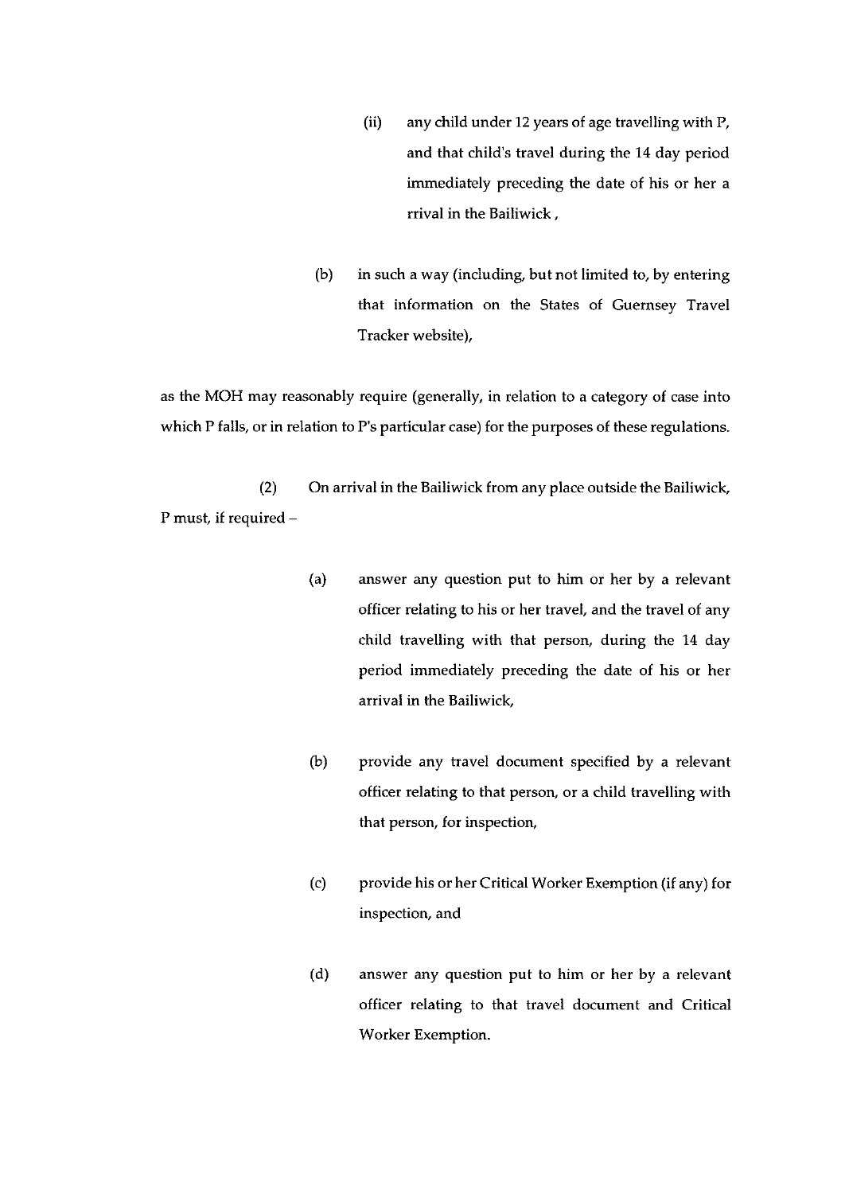(ii) any child under 12 years of age travelling with P, and that child's travel during the 14 day period immediately preceding the date of his or her a rrival in the Bailiwick ,

(b) in such a way (including, but not limited to, by entering that information on the States of Guernsey Travel Tracker website),

as the MOH may reasonably require (generally, in relation to a category of case into which P falls, or in relation to P's particular case) for the purposes of these regulations.

(2) On arrival in the Bailiwick from any place outside the Bailiwick, P must, if required –

(a) answer any question put to him or her by a relevant officer relating to his or her travel, and the travel of any child travelling with that person, during the 14 day period immediately preceding the date of his or her arrival in the Bailiwick,

(b) provide any travel document specified by a relevant officer relating to that person, or a child travelling with that person, for inspection,

(c) provide his or her Critical Worker Exemption (if any) for inspection, and

(d) answer any question put to him or her by a relevant officer relating to that travel document and Critical Worker Exemption.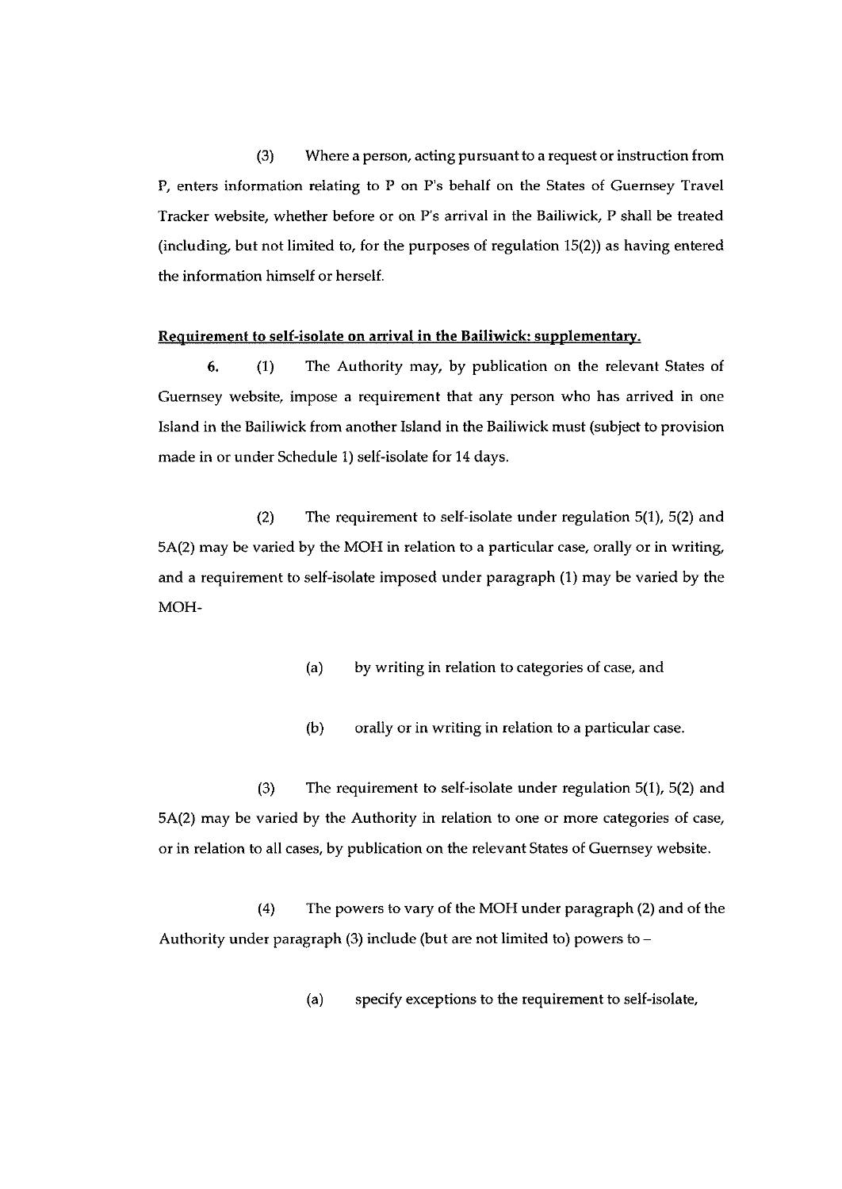(3) Where a person, acting pursuant to a request or instruction from P, enters information relating to P on P's behalf on the States of Guernsey Travel Tracker website, whether before or on P's arrival in the Bailiwick, P shall be treated (including, but not limited to, for the purposes of regulation 15(2)) as having entered the information himself or herself.

**Requirement to self-isolate on arrival in the Bailiwick: supplementary.**

**6.** (1) The Authority may, by publication on the relevant States of Guernsey website, impose a requirement that any person who has arrived in one Island in the Bailiwick from another Island in the Bailiwick must (subject to provision made in or under Schedule 1) self-isolate for 14 days.

(2) The requirement to self-isolate under regulation 5(1), 5(2) and 5A(2) may be varied by the MOH in relation to a particular case, orally or in writing, and a requirement to self-isolate imposed under paragraph (1) may be varied by the MOH-

(a) by writing in relation to categories of case, and

(b) orally or in writing in relation to a particular case.

(3) The requirement to self-isolate under regulation 5(1), 5(2) and 5A(2) may be varied by the Authority in relation to one or more categories of case, or in relation to all cases, by publication on the relevant States of Guernsey website.

(4) The powers to vary of the MOH under paragraph (2) and of the Authority under paragraph (3) include (but are not limited to) powers to –

(a) specify exceptions to the requirement to self-isolate,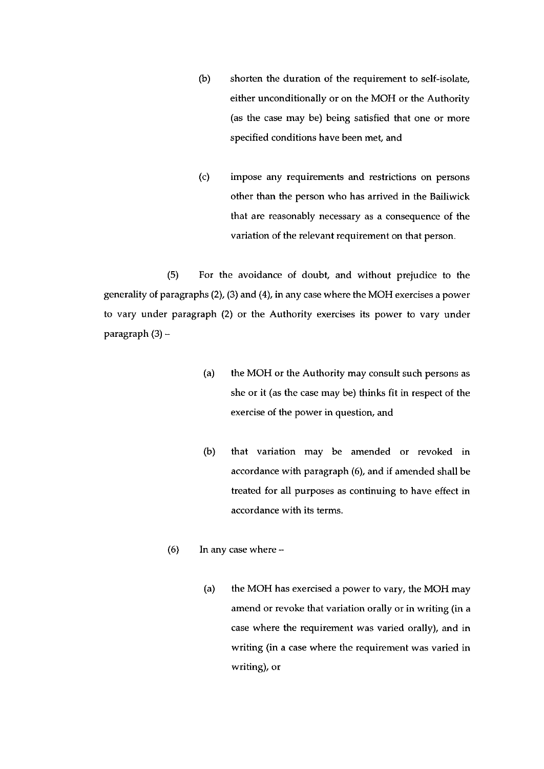(b) shorten the duration of the requirement to self-isolate, either unconditionally or on the MOH or the Authority (as the case may be) being satisfied that one or more specified conditions have been met, and

(c) impose any requirements and restrictions on persons other than the person who has arrived in the Bailiwick that are reasonably necessary as a consequence of the variation of the relevant requirement on that person.

(5) For the avoidance of doubt, and without prejudice to the generality of paragraphs (2), (3) and (4), in any case where the MOH exercises a power to vary under paragraph (2) or the Authority exercises its power to vary under paragraph (3) –

(a) the MOH or the Authority may consult such persons as she or it (as the case may be) thinks fit in respect of the exercise of the power in question, and

(b) that variation may be amended or revoked in accordance with paragraph (6), and if amended shall be treated for all purposes as continuing to have effect in accordance with its terms.

(6) In any case where –

(a) the MOH has exercised a power to vary, the MOH may amend or revoke that variation orally or in writing (in a case where the requirement was varied orally), and in writing (in a case where the requirement was varied in writing), or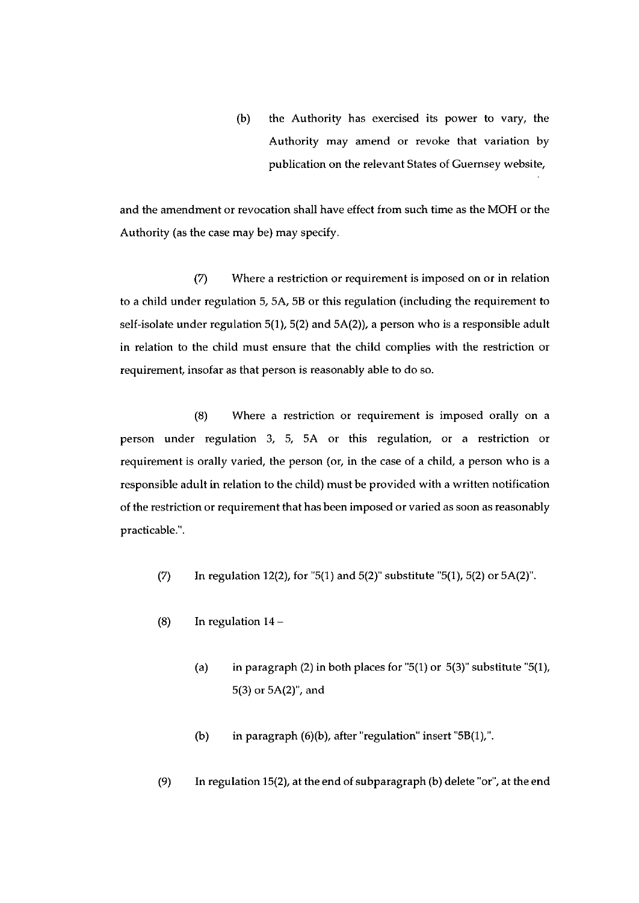(b) the Authority has exercised its power to vary, the Authority may amend or revoke that variation by publication on the relevant States of Guernsey website,

and the amendment or revocation shall have effect from such time as the MOH or the Authority (as the case may be) may specify.

(7) Where a restriction or requirement is imposed on or in relation to a child under regulation 5, 5A, 5B or this regulation (including the requirement to self-isolate under regulation 5(1), 5(2) and 5A(2)), a person who is a responsible adult in relation to the child must ensure that the child complies with the restriction or requirement, insofar as that person is reasonably able to do so.

(8) Where a restriction or requirement is imposed orally on a person under regulation 3, 5, 5A or this regulation, or a restriction or requirement is orally varied, the person (or, in the case of a child, a person who is a responsible adult in relation to the child) must be provided with a written notification of the restriction or requirement that has been imposed or varied as soon as reasonably practicable.".

(7) In regulation 12(2), for "5(1) and 5(2)" substitute "5(1), 5(2) or 5A(2)".

(8) In regulation 14 –

(a) in paragraph (2) in both places for "5(1) or 5(3)" substitute "5(1), 5(3) or 5A(2)", and

(b) in paragraph (6)(b), after "regulation" insert "5B(1),".

(9) In regulation 15(2), at the end of subparagraph (b) delete "or", at the end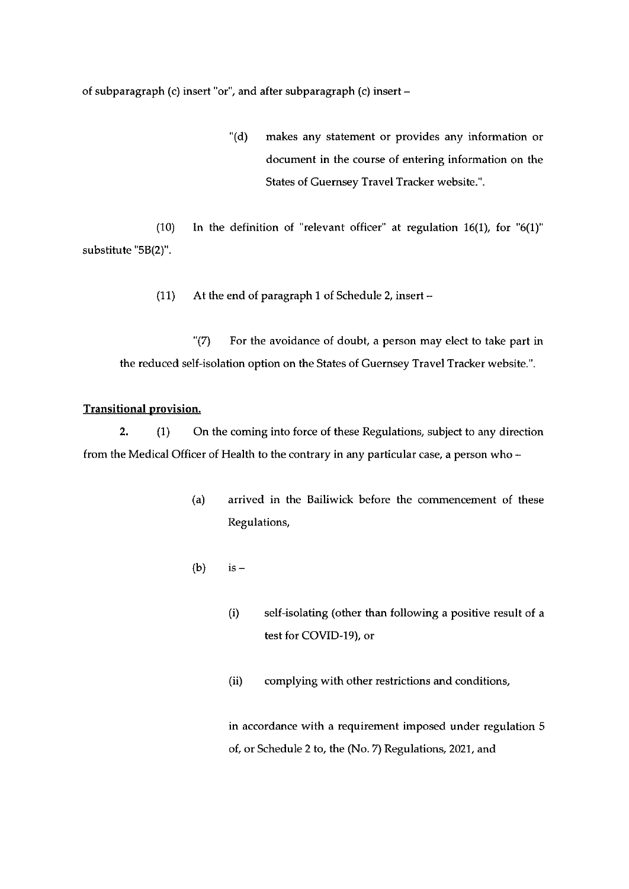of subparagraph (c) insert "or", and after subparagraph (c) insert –

> "(d) makes any statement or provides any information or document in the course of entering information on the States of Guernsey Travel Tracker website.".

(10) In the definition of "relevant officer" at regulation 16(1), for "6(1)" substitute "5B(2)".

(11) At the end of paragraph 1 of Schedule 2, insert –

> "(7) For the avoidance of doubt, a person may elect to take part in the reduced self-isolation option on the States of Guernsey Travel Tracker website.".

**Transitional provision.**

**2.** (1) On the coming into force of these Regulations, subject to any direction from the Medical Officer of Health to the contrary in any particular case, a person who –

> (a) arrived in the Bailiwick before the commencement of these Regulations,
>
> (b) is –
>
> > (i) self-isolating (other than following a positive result of a test for COVID-19), or
> >
> > (ii) complying with other restrictions and conditions,
>
> in accordance with a requirement imposed under regulation 5 of, or Schedule 2 to, the (No. 7) Regulations, 2021, and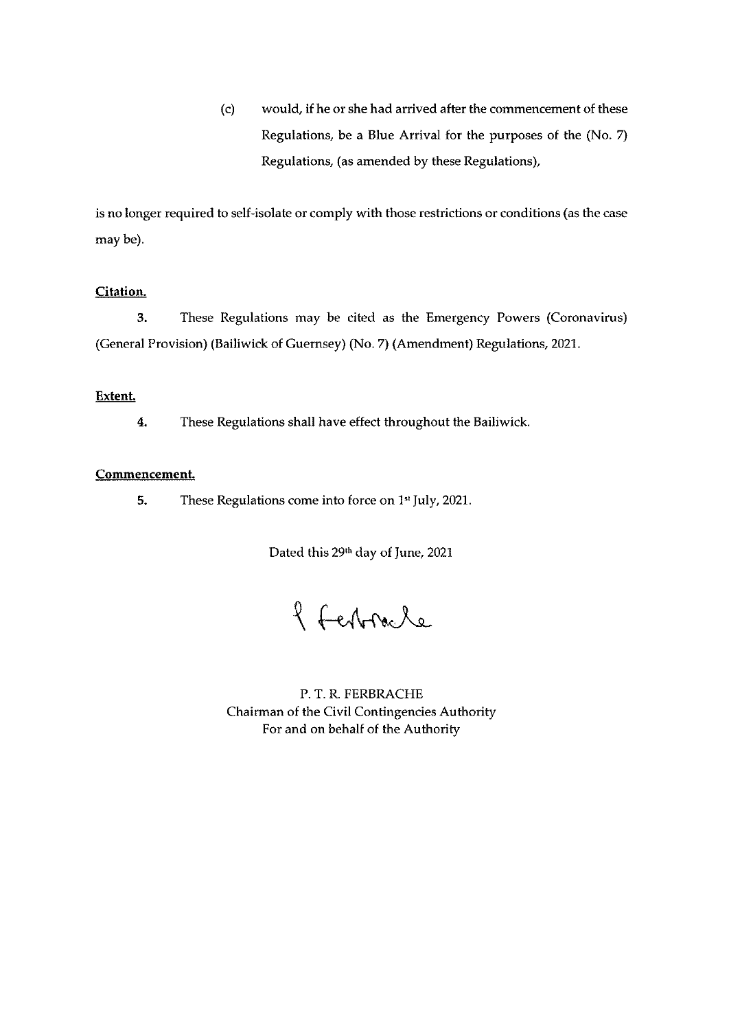(c) would, if he or she had arrived after the commencement of these Regulations, be a Blue Arrival for the purposes of the (No. 7) Regulations, (as amended by these Regulations),

is no longer required to self-isolate or comply with those restrictions or conditions (as the case may be).

**Citation.**

**3.** These Regulations may be cited as the Emergency Powers (Coronavirus) (General Provision) (Bailiwick of Guernsey) (No. 7) (Amendment) Regulations, 2021.

**Extent.**

**4.** These Regulations shall have effect throughout the Bailiwick.

**Commencement.**

**5.** These Regulations come into force on 1st July, 2021.

Dated this 29th day of June, 2021

P. T. R. FERBRACHE
Chairman of the Civil Contingencies Authority
For and on behalf of the Authority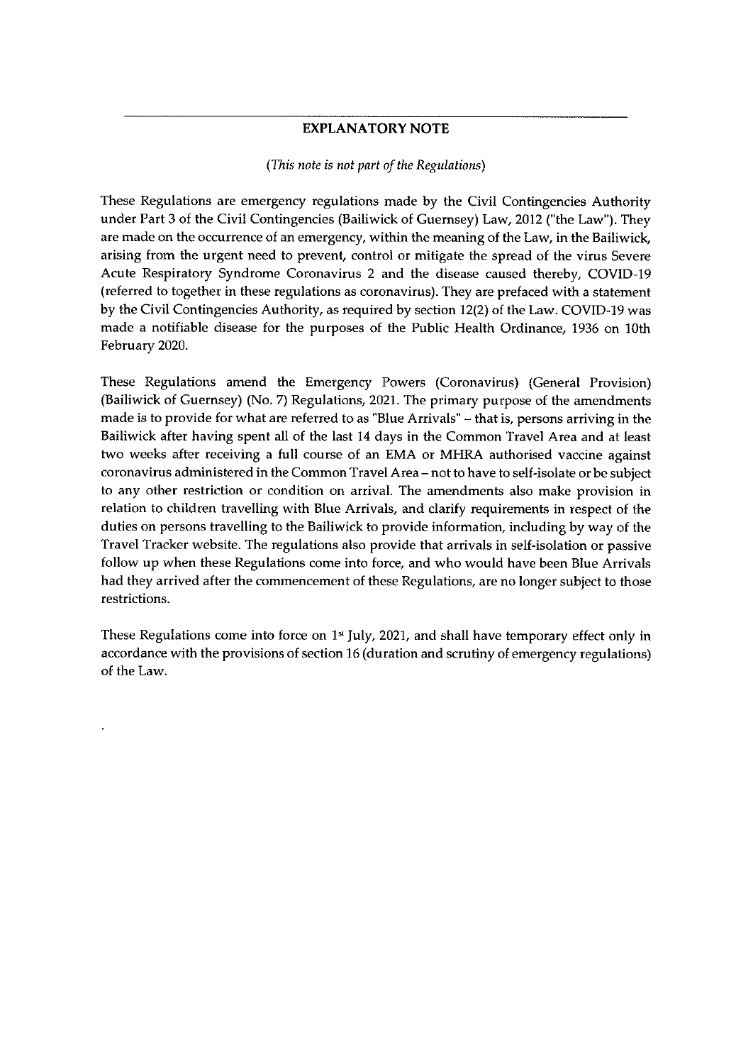## EXPLANATORY NOTE

*(This note is not part of the Regulations)*

These Regulations are emergency regulations made by the Civil Contingencies Authority under Part 3 of the Civil Contingencies (Bailiwick of Guernsey) Law, 2012 ("the Law"). They are made on the occurrence of an emergency, within the meaning of the Law, in the Bailiwick, arising from the urgent need to prevent, control or mitigate the spread of the virus Severe Acute Respiratory Syndrome Coronavirus 2 and the disease caused thereby, COVID-19 (referred to together in these regulations as coronavirus). They are prefaced with a statement by the Civil Contingencies Authority, as required by section 12(2) of the Law. COVID-19 was made a notifiable disease for the purposes of the Public Health Ordinance, 1936 on 10th February 2020.

These Regulations amend the Emergency Powers (Coronavirus) (General Provision) (Bailiwick of Guernsey) (No. 7) Regulations, 2021. The primary purpose of the amendments made is to provide for what are referred to as "Blue Arrivals" – that is, persons arriving in the Bailiwick after having spent all of the last 14 days in the Common Travel Area and at least two weeks after receiving a full course of an EMA or MHRA authorised vaccine against coronavirus administered in the Common Travel Area – not to have to self-isolate or be subject to any other restriction or condition on arrival. The amendments also make provision in relation to children travelling with Blue Arrivals, and clarify requirements in respect of the duties on persons travelling to the Bailiwick to provide information, including by way of the Travel Tracker website. The regulations also provide that arrivals in self-isolation or passive follow up when these Regulations come into force, and who would have been Blue Arrivals had they arrived after the commencement of these Regulations, are no longer subject to those restrictions.

These Regulations come into force on 1st July, 2021, and shall have temporary effect only in accordance with the provisions of section 16 (duration and scrutiny of emergency regulations) of the Law.